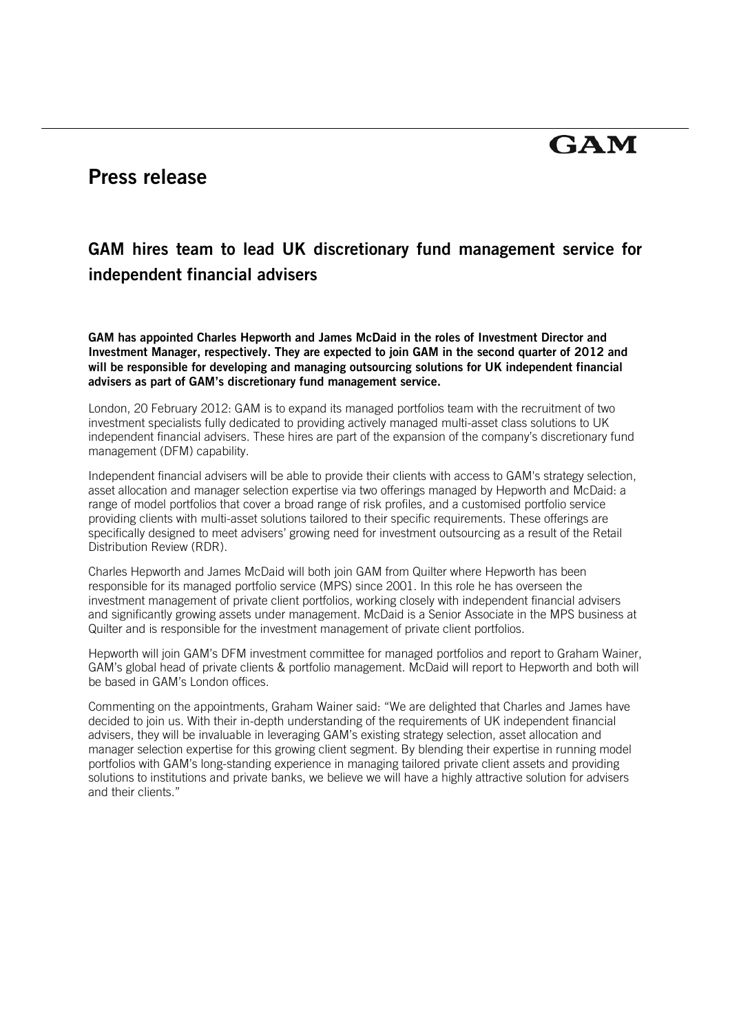GAM

# Press release

## GAM hires team to lead UK discretionary fund management service for independent financial advisers

**GAM has appointed Charles Hepworth and James McDaid in the roles of Investment Director and Investment Manager, respectively. They are expected to join GAM in the second quarter of 2012 and will be responsible for developing and managing outsourcing solutions for UK independent financial advisers as part of GAM's discretionary fund management service.**

London, 20 February 2012: GAM is to expand its managed portfolios team with the recruitment of two investment specialists fully dedicated to providing actively managed multi-asset class solutions to UK independent financial advisers. These hires are part of the expansion of the company's discretionary fund management (DFM) capability.

Independent financial advisers will be able to provide their clients with access to GAM's strategy selection, asset allocation and manager selection expertise via two offerings managed by Hepworth and McDaid: a range of model portfolios that cover a broad range of risk profiles, and a customised portfolio service providing clients with multi-asset solutions tailored to their specific requirements. These offerings are specifically designed to meet advisers' growing need for investment outsourcing as a result of the Retail Distribution Review (RDR).

Charles Hepworth and James McDaid will both join GAM from Quilter where Hepworth has been responsible for its managed portfolio service (MPS) since 2001. In this role he has overseen the investment management of private client portfolios, working closely with independent financial advisers and significantly growing assets under management. McDaid is a Senior Associate in the MPS business at Quilter and is responsible for the investment management of private client portfolios.

Hepworth will join GAM's DFM investment committee for managed portfolios and report to Graham Wainer, GAM's global head of private clients & portfolio management. McDaid will report to Hepworth and both will be based in GAM's London offices.

Commenting on the appointments, Graham Wainer said: "We are delighted that Charles and James have decided to join us. With their in-depth understanding of the requirements of UK independent financial advisers, they will be invaluable in leveraging GAM's existing strategy selection, asset allocation and manager selection expertise for this growing client segment. By blending their expertise in running model portfolios with GAM's long-standing experience in managing tailored private client assets and providing solutions to institutions and private banks, we believe we will have a highly attractive solution for advisers and their clients."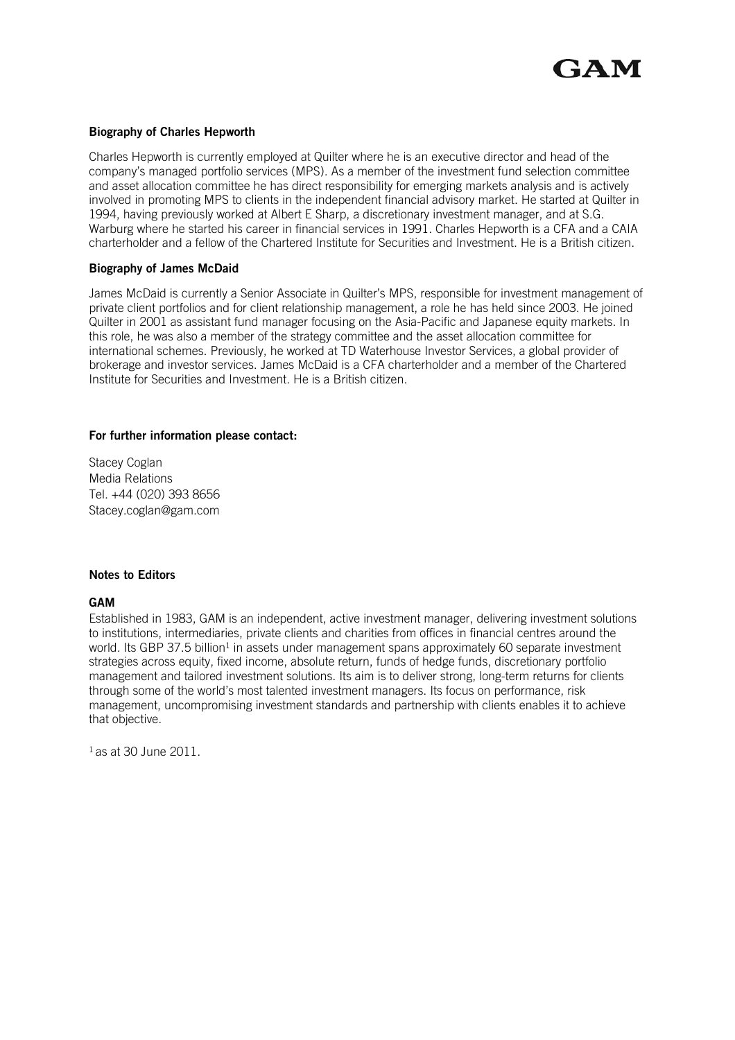**Biography of Charles Hepworth**

Charles Hepworth is currently employed at Quilter where he is an executive director and head of the company's managed portfolio services (MPS). As a member of the investment fund selection committee and asset allocation committee he has direct responsibility for emerging markets analysis and is actively involved in promoting MPS to clients in the independent financial advisory market. He started at Quilter in 1994, having previously worked at Albert E Sharp, a discretionary investment manager, and at S.G. Warburg where he started his career in financial services in 1991. Charles Hepworth is a CFA and a CAIA charterholder and a fellow of the Chartered Institute for Securities and Investment. He is a British citizen.

**Biography of James McDaid**

James McDaid is currently a Senior Associate in Quilter's MPS, responsible for investment management of private client portfolios and for client relationship management, a role he has held since 2003. He joined Quilter in 2001 as assistant fund manager focusing on the Asia-Pacific and Japanese equity markets. In this role, he was also a member of the strategy committee and the asset allocation committee for international schemes. Previously, he worked at TD Waterhouse Investor Services, a global provider of brokerage and investor services. James McDaid is a CFA charterholder and a member of the Chartered Institute for Securities and Investment. He is a British citizen.

**For further information please contact:**

Stacey Coglan
Media Relations
Tel. +44 (020) 393 8656
Stacey.coglan@gam.com

**Notes to Editors**

**GAM**

Established in 1983, GAM is an independent, active investment manager, delivering investment solutions to institutions, intermediaries, private clients and charities from offices in financial centres around the world. Its GBP 37.5 billion[1] in assets under management spans approximately 60 separate investment strategies across equity, fixed income, absolute return, funds of hedge funds, discretionary portfolio management and tailored investment solutions. Its aim is to deliver strong, long-term returns for clients through some of the world's most talented investment managers. Its focus on performance, risk management, uncompromising investment standards and partnership with clients enables it to achieve that objective.

[1] as at 30 June 2011.